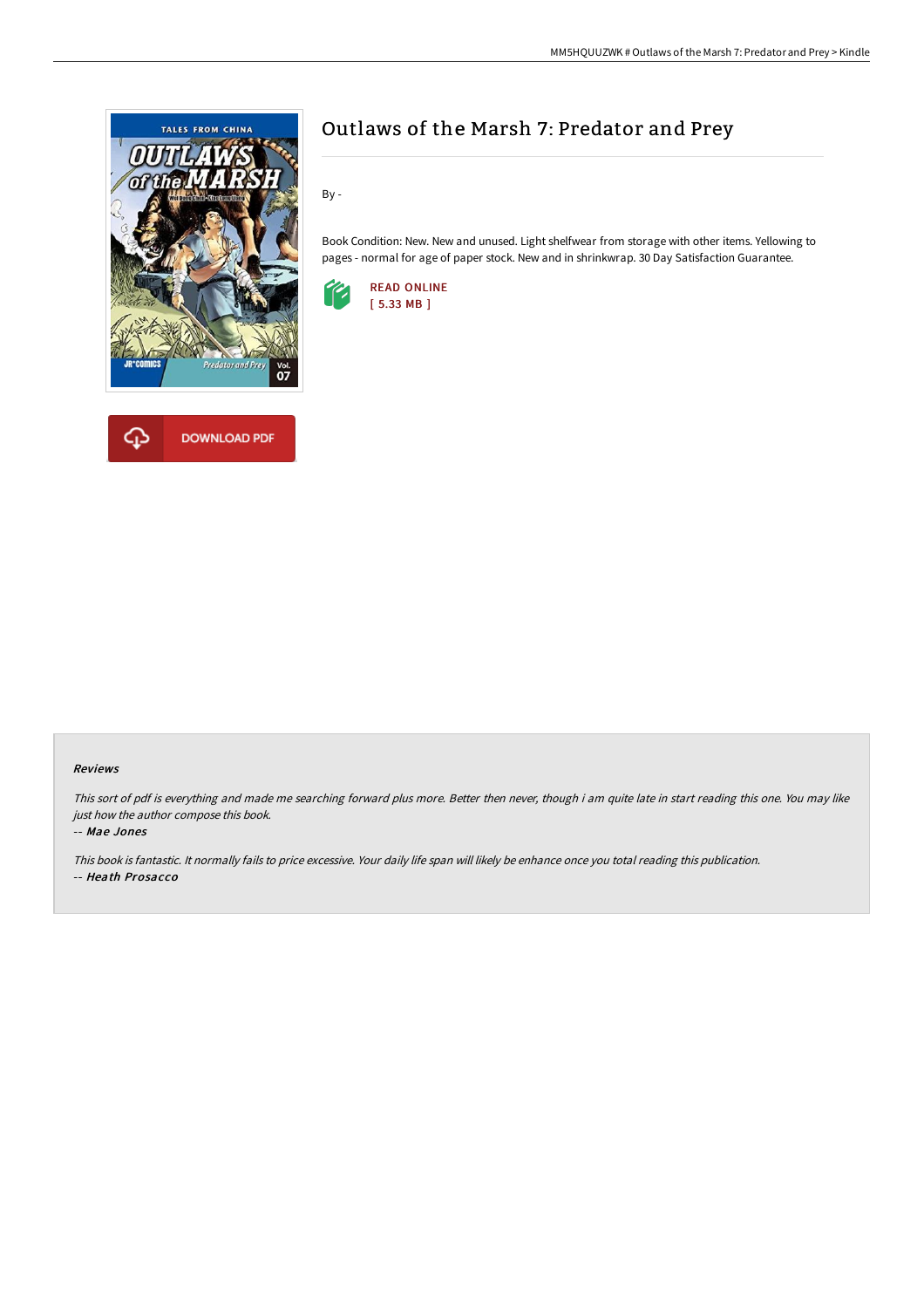# Outlaws of the Marsh 7: Predator and Prey

By -

Book Condition: New. New and unused. Light shelfwear from storage with other items. Yellowing to pages - normal for age of paper stock. New and in shrinkwrap. 30 Day Satisfaction Guarantee.

READ ONLINE
[ 5.33 MB ]

DOWNLOAD PDF

### Reviews

*This sort of pdf is everything and made me searching forward plus more. Better then never, though i am quite late in start reading this one. You may like just how the author compose this book.*

-- *Mae Jones*

*This book is fantastic. It normally fails to price excessive. Your daily life span will likely be enhance once you total reading this publication.*

-- *Heath Prosacco*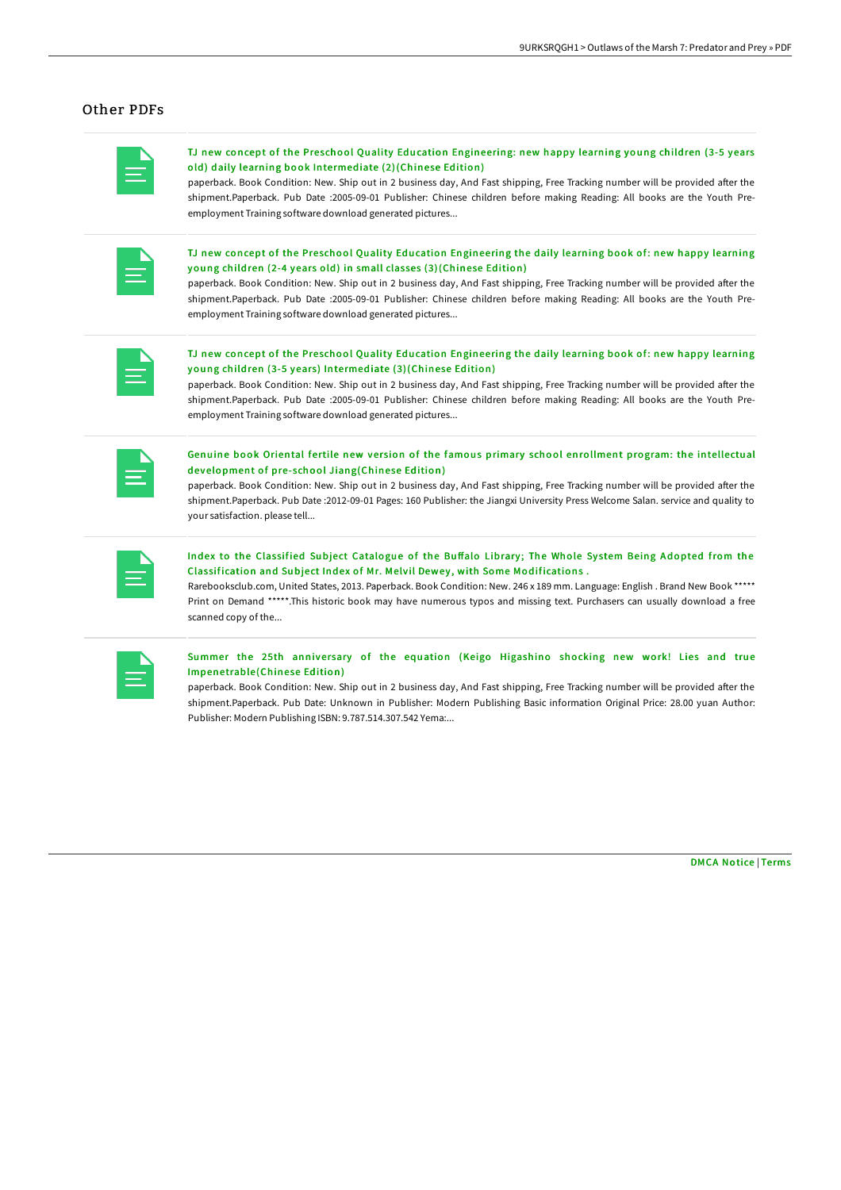## Other PDFs

### TJ new concept of the Preschool Quality Education Engineering: new happy learning young children (3-5 years old) daily learning book Intermediate (2)(Chinese Edition)

paperback. Book Condition: New. Ship out in 2 business day, And Fast shipping, Free Tracking number will be provided after the shipment.Paperback. Pub Date :2005-09-01 Publisher: Chinese children before making Reading: All books are the Youth Pre-employment Training software download generated pictures...

### TJ new concept of the Preschool Quality Education Engineering the daily learning book of: new happy learning young children (2-4 years old) in small classes (3)(Chinese Edition)

paperback. Book Condition: New. Ship out in 2 business day, And Fast shipping, Free Tracking number will be provided after the shipment.Paperback. Pub Date :2005-09-01 Publisher: Chinese children before making Reading: All books are the Youth Pre-employment Training software download generated pictures...

### TJ new concept of the Preschool Quality Education Engineering the daily learning book of: new happy learning young children (3-5 years) Intermediate (3)(Chinese Edition)

paperback. Book Condition: New. Ship out in 2 business day, And Fast shipping, Free Tracking number will be provided after the shipment.Paperback. Pub Date :2005-09-01 Publisher: Chinese children before making Reading: All books are the Youth Pre-employment Training software download generated pictures...

### Genuine book Oriental fertile new version of the famous primary school enrollment program: the intellectual development of pre-school Jiang(Chinese Edition)

paperback. Book Condition: New. Ship out in 2 business day, And Fast shipping, Free Tracking number will be provided after the shipment.Paperback. Pub Date :2012-09-01 Pages: 160 Publisher: the Jiangxi University Press Welcome Salan. service and quality to your satisfaction. please tell...

### Index to the Classified Subject Catalogue of the Buffalo Library; The Whole System Being Adopted from the Classification and Subject Index of Mr. Melvil Dewey, with Some Modifications .

Rarebooksclub.com, United States, 2013. Paperback. Book Condition: New. 246 x 189 mm. Language: English . Brand New Book ***** Print on Demand *****.This historic book may have numerous typos and missing text. Purchasers can usually download a free scanned copy of the...

### Summer the 25th anniversary of the equation (Keigo Higashino shocking new work! Lies and true Impenetrable(Chinese Edition)

paperback. Book Condition: New. Ship out in 2 business day, And Fast shipping, Free Tracking number will be provided after the shipment.Paperback. Pub Date: Unknown in Publisher: Modern Publishing Basic information Original Price: 28.00 yuan Author: Publisher: Modern Publishing ISBN: 9.787.514.307.542 Yema:...

DMCA Notice | Terms